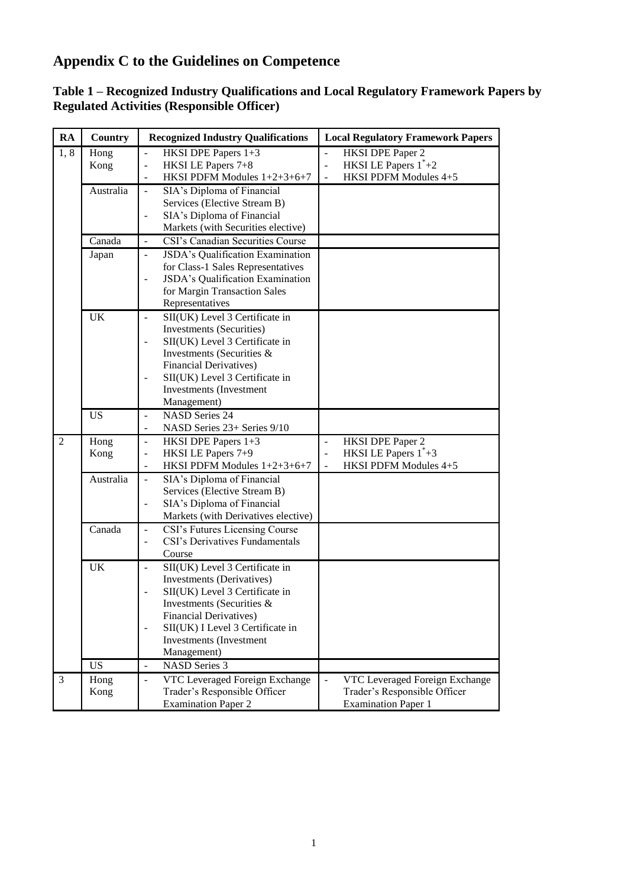# Appendix C to the Guidelines on Competence

## Table 1 – Recognized Industry Qualifications and Local Regulatory Framework Papers by Regulated Activities (Responsible Officer)

| RA | Country | Recognized Industry Qualifications | Local Regulatory Framework Papers |
|---|---|---|---|
| 1, 8 | Hong Kong | - HKSI DPE Papers 1+3<br>- HKSI LE Papers 7+8<br>- HKSI PDFM Modules 1+2+3+6+7 | - HKSI DPE Paper 2<br>- HKSI LE Papers 1*+2<br>- HKSI PDFM Modules 4+5 |
| | Australia | - SIA's Diploma of Financial Services (Elective Stream B)<br>- SIA's Diploma of Financial Markets (with Securities elective) | |
| | Canada | - CSI's Canadian Securities Course | |
| | Japan | - JSDA's Qualification Examination for Class-1 Sales Representatives<br>- JSDA's Qualification Examination for Margin Transaction Sales Representatives | |
| | UK | - SII(UK) Level 3 Certificate in Investments (Securities)<br>- SII(UK) Level 3 Certificate in Investments (Securities & Financial Derivatives)<br>- SII(UK) Level 3 Certificate in Investments (Investment Management) | |
| | US | - NASD Series 24<br>- NASD Series 23+ Series 9/10 | |
| 2 | Hong Kong | - HKSI DPE Papers 1+3<br>- HKSI LE Papers 7+9<br>- HKSI PDFM Modules 1+2+3+6+7 | - HKSI DPE Paper 2<br>- HKSI LE Papers 1*+3<br>- HKSI PDFM Modules 4+5 |
| | Australia | - SIA's Diploma of Financial Services (Elective Stream B)<br>- SIA's Diploma of Financial Markets (with Derivatives elective) | |
| | Canada | - CSI's Futures Licensing Course<br>- CSI's Derivatives Fundamentals Course | |
| | UK | - SII(UK) Level 3 Certificate in Investments (Derivatives)<br>- SII(UK) Level 3 Certificate in Investments (Securities & Financial Derivatives)<br>- SII(UK) I Level 3 Certificate in Investments (Investment Management) | |
| | US | - NASD Series 3 | |
| 3 | Hong Kong | - VTC Leveraged Foreign Exchange Trader's Responsible Officer Examination Paper 2 | - VTC Leveraged Foreign Exchange Trader's Responsible Officer Examination Paper 1 |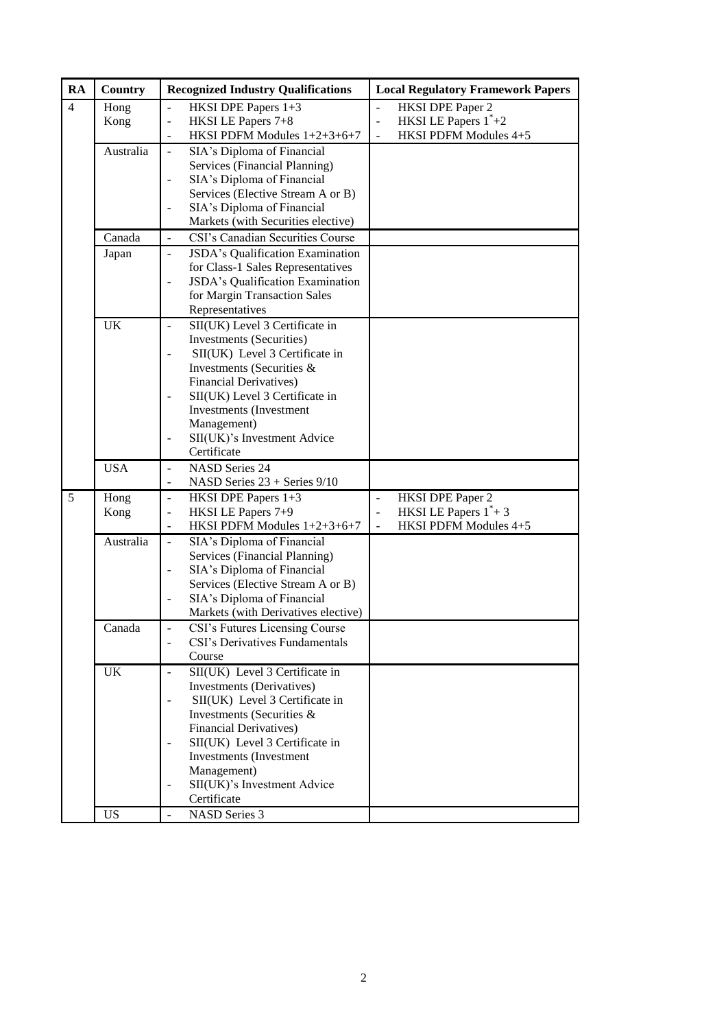| RA | Country | Recognized Industry Qualifications | Local Regulatory Framework Papers |
|---|---|---|---|
| 4 | Hong Kong | - HKSI DPE Papers 1+3<br>- HKSI LE Papers 7+8<br>- HKSI PDFM Modules 1+2+3+6+7 | - HKSI DPE Paper 2<br>- HKSI LE Papers 1*+2<br>- HKSI PDFM Modules 4+5 |
| | Australia | - SIA's Diploma of Financial Services (Financial Planning)<br>- SIA's Diploma of Financial Services (Elective Stream A or B)<br>- SIA's Diploma of Financial Markets (with Securities elective) | |
| | Canada | - CSI's Canadian Securities Course | |
| | Japan | - JSDA's Qualification Examination for Class-1 Sales Representatives<br>- JSDA's Qualification Examination for Margin Transaction Sales Representatives | |
| | UK | - SII(UK) Level 3 Certificate in Investments (Securities)<br>- SII(UK) Level 3 Certificate in Investments (Securities & Financial Derivatives)<br>- SII(UK) Level 3 Certificate in Investments (Investment Management)<br>- SII(UK)'s Investment Advice Certificate | |
| | USA | - NASD Series 24<br>- NASD Series 23 + Series 9/10 | |
| 5 | Hong Kong | - HKSI DPE Papers 1+3<br>- HKSI LE Papers 7+9<br>- HKSI PDFM Modules 1+2+3+6+7 | - HKSI DPE Paper 2<br>- HKSI LE Papers 1*+ 3<br>- HKSI PDFM Modules 4+5 |
| | Australia | - SIA's Diploma of Financial Services (Financial Planning)<br>- SIA's Diploma of Financial Services (Elective Stream A or B)<br>- SIA's Diploma of Financial Markets (with Derivatives elective) | |
| | Canada | - CSI's Futures Licensing Course<br>- CSI's Derivatives Fundamentals Course | |
| | UK | - SII(UK) Level 3 Certificate in Investments (Derivatives)<br>- SII(UK) Level 3 Certificate in Investments (Securities & Financial Derivatives)<br>- SII(UK) Level 3 Certificate in Investments (Investment Management)<br>- SII(UK)'s Investment Advice Certificate | |
| | US | - NASD Series 3 | |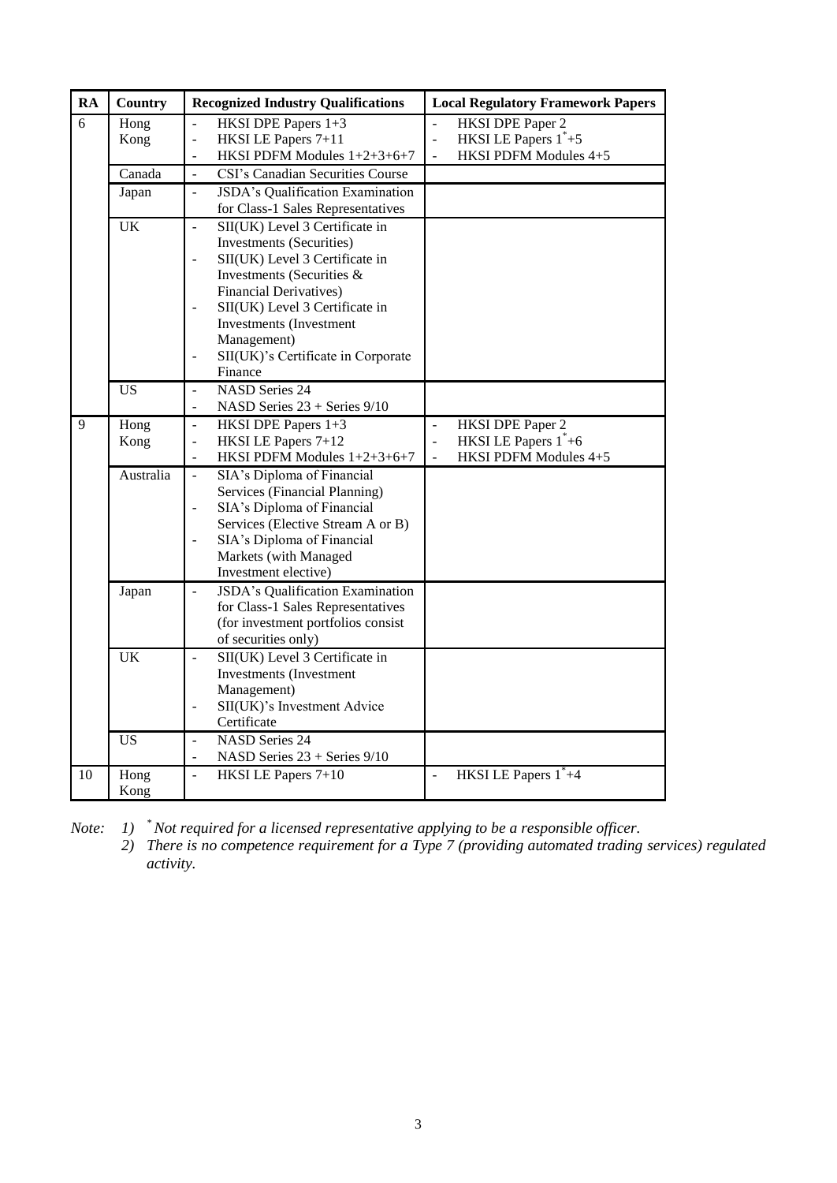| RA | Country | Recognized Industry Qualifications | Local Regulatory Framework Papers |
|---|---|---|---|
| 6 | Hong Kong | - HKSI DPE Papers 1+3<br>- HKSI LE Papers 7+11<br>- HKSI PDFM Modules 1+2+3+6+7 | - HKSI DPE Paper 2<br>- HKSI LE Papers 1*+5<br>- HKSI PDFM Modules 4+5 |
| | Canada | - CSI's Canadian Securities Course | |
| | Japan | - JSDA's Qualification Examination for Class-1 Sales Representatives | |
| | UK | - SII(UK) Level 3 Certificate in Investments (Securities)<br>- SII(UK) Level 3 Certificate in Investments (Securities & Financial Derivatives)<br>- SII(UK) Level 3 Certificate in Investments (Investment Management)<br>- SII(UK)'s Certificate in Corporate Finance | |
| | US | - NASD Series 24<br>- NASD Series 23 + Series 9/10 | |
| 9 | Hong Kong | - HKSI DPE Papers 1+3<br>- HKSI LE Papers 7+12<br>- HKSI PDFM Modules 1+2+3+6+7 | - HKSI DPE Paper 2<br>- HKSI LE Papers 1*+6<br>- HKSI PDFM Modules 4+5 |
| | Australia | - SIA's Diploma of Financial Services (Financial Planning)<br>- SIA's Diploma of Financial Services (Elective Stream A or B)<br>- SIA's Diploma of Financial Markets (with Managed Investment elective) | |
| | Japan | - JSDA's Qualification Examination for Class-1 Sales Representatives (for investment portfolios consist of securities only) | |
| | UK | - SII(UK) Level 3 Certificate in Investments (Investment Management)<br>- SII(UK)'s Investment Advice Certificate | |
| | US | - NASD Series 24<br>- NASD Series 23 + Series 9/10 | |
| 10 | Hong Kong | - HKSI LE Papers 7+10 | - HKSI LE Papers 1*+4 |

*Note: 1) * Not required for a licensed representative applying to be a responsible officer.*

*2) There is no competence requirement for a Type 7 (providing automated trading services) regulated activity.*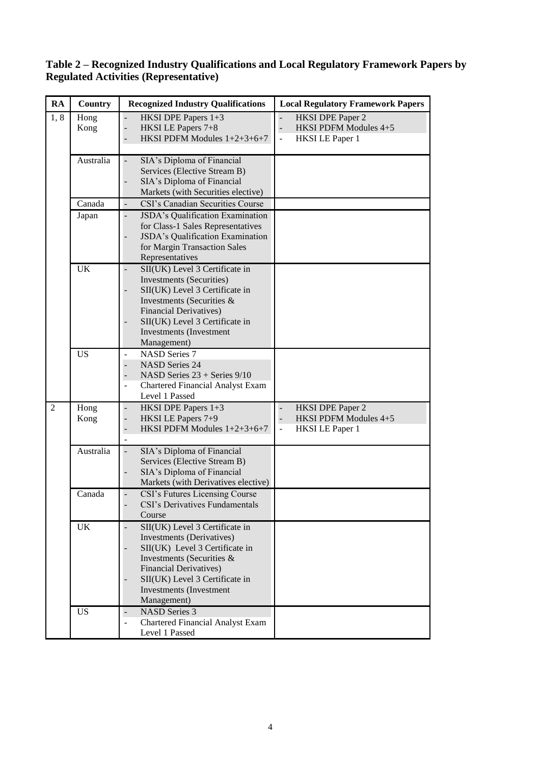**Table 2 – Recognized Industry Qualifications and Local Regulatory Framework Papers by Regulated Activities (Representative)**

| RA | Country | Recognized Industry Qualifications | Local Regulatory Framework Papers |
|---|---|---|---|
| 1, 8 | Hong Kong | - HKSI DPE Papers 1+3<br>- HKSI LE Papers 7+8<br>- HKSI PDFM Modules 1+2+3+6+7 | - HKSI DPE Paper 2<br>- HKSI PDFM Modules 4+5<br>- HKSI LE Paper 1 |
| | Australia | - SIA's Diploma of Financial Services (Elective Stream B)<br>- SIA's Diploma of Financial Markets (with Securities elective) | |
| | Canada | - CSI's Canadian Securities Course | |
| | Japan | - JSDA's Qualification Examination for Class-1 Sales Representatives<br>- JSDA's Qualification Examination for Margin Transaction Sales Representatives | |
| | UK | - SII(UK) Level 3 Certificate in Investments (Securities)<br>- SII(UK) Level 3 Certificate in Investments (Securities & Financial Derivatives)<br>- SII(UK) Level 3 Certificate in Investments (Investment Management) | |
| | US | - NASD Series 7<br>- NASD Series 24<br>- NASD Series 23 + Series 9/10<br>- Chartered Financial Analyst Exam Level 1 Passed | |
| 2 | Hong Kong | - HKSI DPE Papers 1+3<br>- HKSI LE Papers 7+9<br>- HKSI PDFM Modules 1+2+3+6+7<br>- | - HKSI DPE Paper 2<br>- HKSI PDFM Modules 4+5<br>- HKSI LE Paper 1 |
| | Australia | - SIA's Diploma of Financial Services (Elective Stream B)<br>- SIA's Diploma of Financial Markets (with Derivatives elective) | |
| | Canada | - CSI's Futures Licensing Course<br>- CSI's Derivatives Fundamentals Course | |
| | UK | - SII(UK) Level 3 Certificate in Investments (Derivatives)<br>- SII(UK) Level 3 Certificate in Investments (Securities & Financial Derivatives)<br>- SII(UK) Level 3 Certificate in Investments (Investment Management) | |
| | US | - NASD Series 3<br>- Chartered Financial Analyst Exam Level 1 Passed | |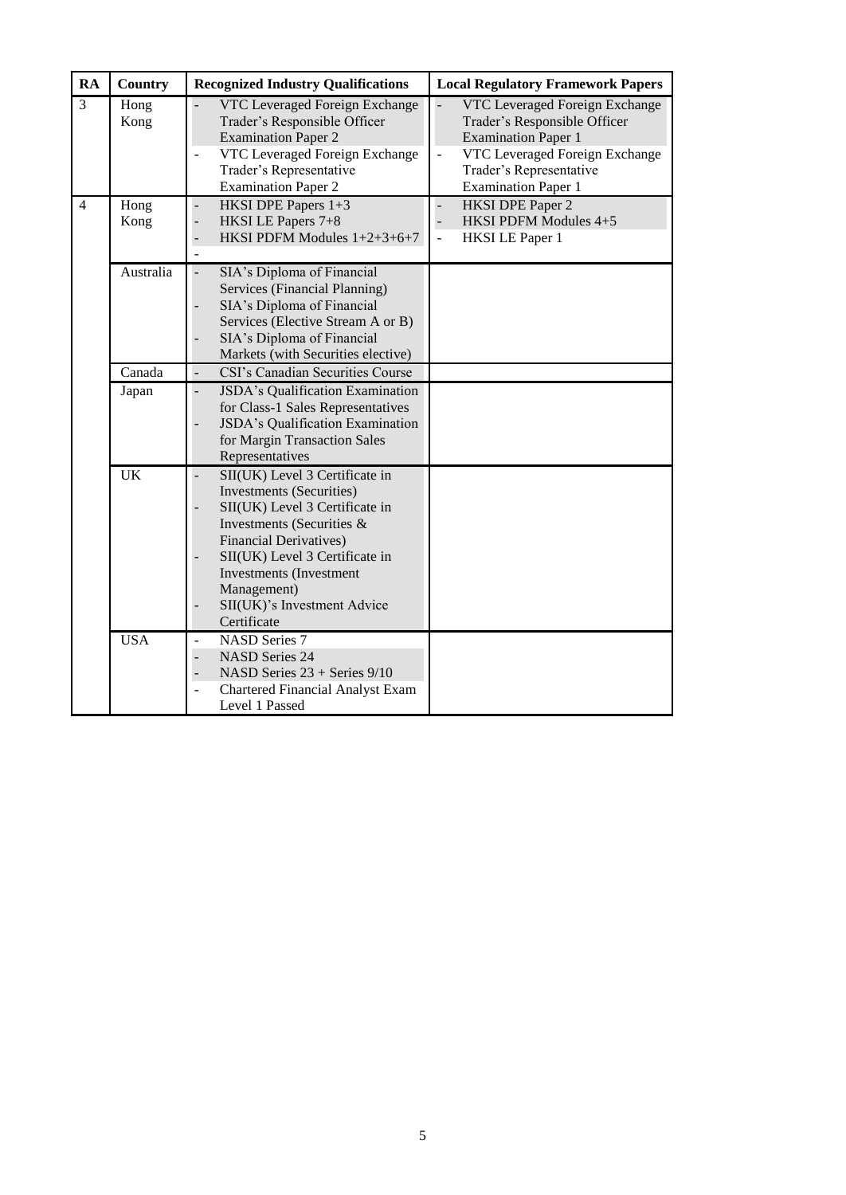| RA | Country | Recognized Industry Qualifications | Local Regulatory Framework Papers |
|---|---|---|---|
| 3 | Hong Kong | - VTC Leveraged Foreign Exchange Trader's Responsible Officer Examination Paper 2<br>- VTC Leveraged Foreign Exchange Trader's Representative Examination Paper 2 | - VTC Leveraged Foreign Exchange Trader's Responsible Officer Examination Paper 1<br>- VTC Leveraged Foreign Exchange Trader's Representative Examination Paper 1 |
| 4 | Hong Kong | - HKSI DPE Papers 1+3<br>- HKSI LE Papers 7+8<br>- HKSI PDFM Modules 1+2+3+6+7<br>- | - HKSI DPE Paper 2<br>- HKSI PDFM Modules 4+5<br>- HKSI LE Paper 1 |
| | Australia | - SIA's Diploma of Financial Services (Financial Planning)<br>- SIA's Diploma of Financial Services (Elective Stream A or B)<br>- SIA's Diploma of Financial Markets (with Securities elective) | |
| | Canada | - CSI's Canadian Securities Course | |
| | Japan | - JSDA's Qualification Examination for Class-1 Sales Representatives<br>- JSDA's Qualification Examination for Margin Transaction Sales Representatives | |
| | UK | - SII(UK) Level 3 Certificate in Investments (Securities)<br>- SII(UK) Level 3 Certificate in Investments (Securities & Financial Derivatives)<br>- SII(UK) Level 3 Certificate in Investments (Investment Management)<br>- SII(UK)'s Investment Advice Certificate | |
| | USA | - NASD Series 7<br>- NASD Series 24<br>- NASD Series 23 + Series 9/10<br>- Chartered Financial Analyst Exam Level 1 Passed | |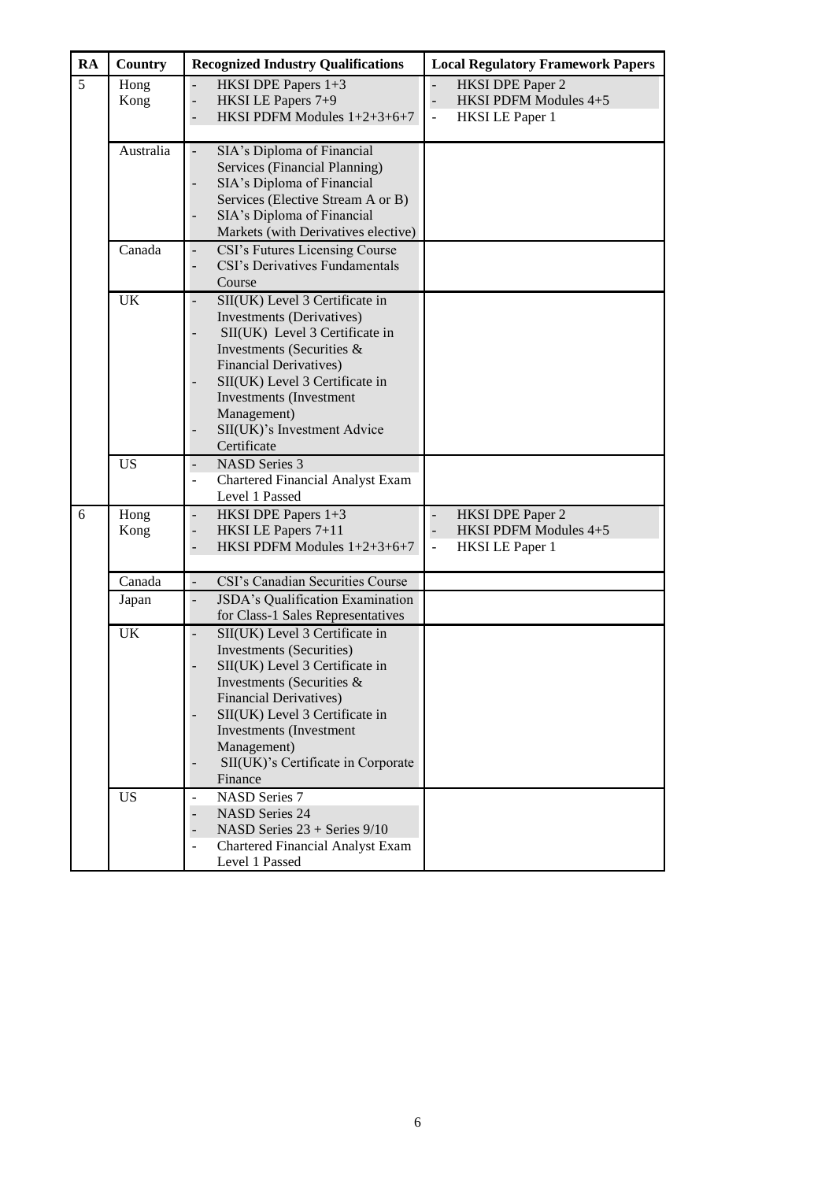| RA | Country | Recognized Industry Qualifications | Local Regulatory Framework Papers |
|---|---|---|---|
| 5 | Hong Kong | - HKSI DPE Papers 1+3<br>- HKSI LE Papers 7+9<br>- HKSI PDFM Modules 1+2+3+6+7 | - HKSI DPE Paper 2<br>- HKSI PDFM Modules 4+5<br>- HKSI LE Paper 1 |
| | Australia | - SIA's Diploma of Financial Services (Financial Planning)<br>- SIA's Diploma of Financial Services (Elective Stream A or B)<br>- SIA's Diploma of Financial Markets (with Derivatives elective) | |
| | Canada | - CSI's Futures Licensing Course<br>- CSI's Derivatives Fundamentals Course | |
| | UK | - SII(UK) Level 3 Certificate in Investments (Derivatives)<br>- SII(UK) Level 3 Certificate in Investments (Securities & Financial Derivatives)<br>- SII(UK) Level 3 Certificate in Investments (Investment Management)<br>- SII(UK)'s Investment Advice Certificate | |
| | US | - NASD Series 3<br>- Chartered Financial Analyst Exam Level 1 Passed | |
| 6 | Hong Kong | - HKSI DPE Papers 1+3<br>- HKSI LE Papers 7+11<br>- HKSI PDFM Modules 1+2+3+6+7 | - HKSI DPE Paper 2<br>- HKSI PDFM Modules 4+5<br>- HKSI LE Paper 1 |
| | Canada | - CSI's Canadian Securities Course | |
| | Japan | - JSDA's Qualification Examination for Class-1 Sales Representatives | |
| | UK | - SII(UK) Level 3 Certificate in Investments (Securities)<br>- SII(UK) Level 3 Certificate in Investments (Securities & Financial Derivatives)<br>- SII(UK) Level 3 Certificate in Investments (Investment Management)<br>- SII(UK)'s Certificate in Corporate Finance | |
| | US | - NASD Series 7<br>- NASD Series 24<br>- NASD Series 23 + Series 9/10<br>- Chartered Financial Analyst Exam Level 1 Passed | |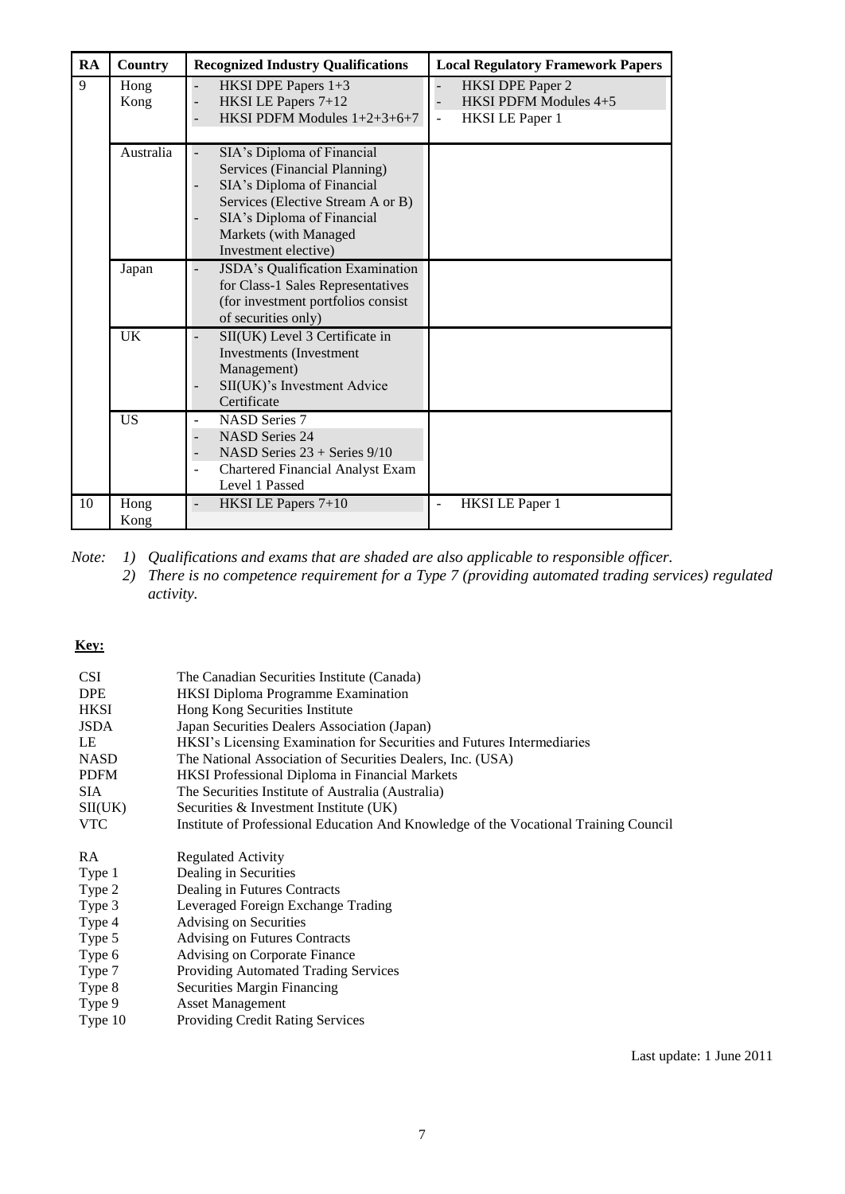| RA | Country | Recognized Industry Qualifications | Local Regulatory Framework Papers |
|---|---|---|---|
| 9 | Hong Kong | - HKSI DPE Papers 1+3<br>- HKSI LE Papers 7+12<br>- HKSI PDFM Modules 1+2+3+6+7 | - HKSI DPE Paper 2<br>- HKSI PDFM Modules 4+5<br>- HKSI LE Paper 1 |
| | Australia | - SIA's Diploma of Financial Services (Financial Planning)<br>- SIA's Diploma of Financial Services (Elective Stream A or B)<br>- SIA's Diploma of Financial Markets (with Managed Investment elective) | |
| | Japan | - JSDA's Qualification Examination for Class-1 Sales Representatives (for investment portfolios consist of securities only) | |
| | UK | - SII(UK) Level 3 Certificate in Investments (Investment Management)<br>- SII(UK)'s Investment Advice Certificate | |
| | US | - NASD Series 7<br>- NASD Series 24<br>- NASD Series 23 + Series 9/10<br>- Chartered Financial Analyst Exam Level 1 Passed | |
| 10 | Hong Kong | - HKSI LE Papers 7+10 | - HKSI LE Paper 1 |

*Note: 1) Qualifications and exams that are shaded are also applicable to responsible officer.*

*2) There is no competence requirement for a Type 7 (providing automated trading services) regulated activity.*

**Key:**

| | |
|---|---|
| CSI | The Canadian Securities Institute (Canada) |
| DPE | HKSI Diploma Programme Examination |
| HKSI | Hong Kong Securities Institute |
| JSDA | Japan Securities Dealers Association (Japan) |
| LE | HKSI's Licensing Examination for Securities and Futures Intermediaries |
| NASD | The National Association of Securities Dealers, Inc. (USA) |
| PDFM | HKSI Professional Diploma in Financial Markets |
| SIA | The Securities Institute of Australia (Australia) |
| SII(UK) | Securities & Investment Institute (UK) |
| VTC | Institute of Professional Education And Knowledge of the Vocational Training Council |

| | |
|---|---|
| RA | Regulated Activity |
| Type 1 | Dealing in Securities |
| Type 2 | Dealing in Futures Contracts |
| Type 3 | Leveraged Foreign Exchange Trading |
| Type 4 | Advising on Securities |
| Type 5 | Advising on Futures Contracts |
| Type 6 | Advising on Corporate Finance |
| Type 7 | Providing Automated Trading Services |
| Type 8 | Securities Margin Financing |
| Type 9 | Asset Management |
| Type 10 | Providing Credit Rating Services |

Last update: 1 June 2011